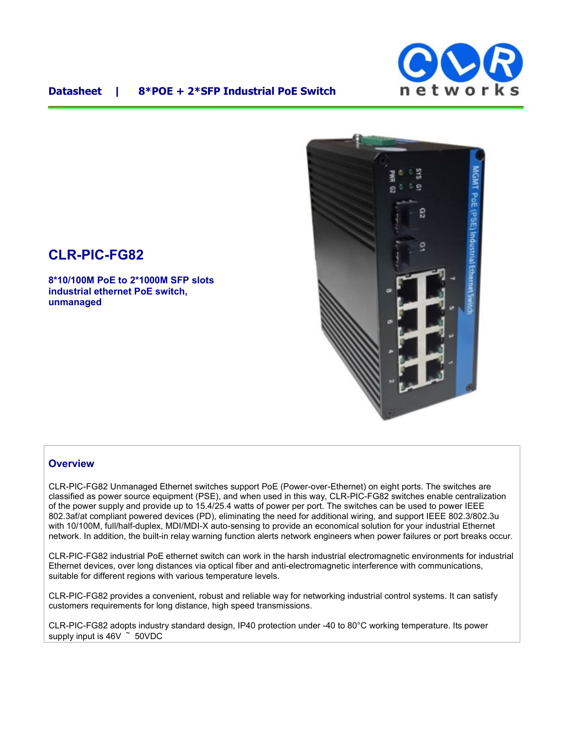**Datasheet | 8*POE + 2*SFP Industrial PoE Switch**

# CLR-PIC-FG82

**8*10/100M PoE to 2*1000M SFP slots industrial ethernet PoE switch, unmanaged**

## Overview

CLR-PIC-FG82 Unmanaged Ethernet switches support PoE (Power-over-Ethernet) on eight ports. The switches are classified as power source equipment (PSE), and when used in this way, CLR-PIC-FG82 switches enable centralization of the power supply and provide up to 15.4/25.4 watts of power per port. The switches can be used to power IEEE 802.3af/at compliant powered devices (PD), eliminating the need for additional wiring, and support IEEE 802.3/802.3u with 10/100M, full/half-duplex, MDI/MDI-X auto-sensing to provide an economical solution for your industrial Ethernet network. In addition, the built-in relay warning function alerts network engineers when power failures or port breaks occur.

CLR-PIC-FG82 industrial PoE ethernet switch can work in the harsh industrial electromagnetic environments for industrial Ethernet devices, over long distances via optical fiber and anti-electromagnetic interference with communications, suitable for different regions with various temperature levels.

CLR-PIC-FG82 provides a convenient, robust and reliable way for networking industrial control systems. It can satisfy customers requirements for long distance, high speed transmissions.

CLR-PIC-FG82 adopts industry standard design, IP40 protection under -40 to 80°C working temperature. Its power supply input is 46V ~ 50VDC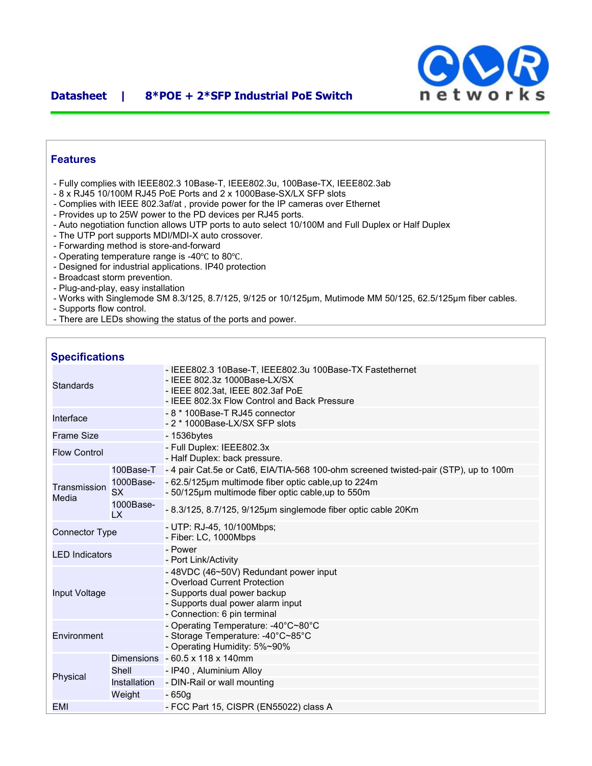# Datasheet | 8*POE + 2*SFP Industrial PoE Switch

## Features

- Fully complies with IEEE802.3 10Base-T, IEEE802.3u, 100Base-TX, IEEE802.3ab
- 8 x RJ45 10/100M RJ45 PoE Ports and 2 x 1000Base-SX/LX SFP slots
- Complies with IEEE 802.3af/at , provide power for the IP cameras over Ethernet
- Provides up to 25W power to the PD devices per RJ45 ports.
- Auto negotiation function allows UTP ports to auto select 10/100M and Full Duplex or Half Duplex
- The UTP port supports MDI/MDI-X auto crossover.
- Forwarding method is store-and-forward
- Operating temperature range is -40℃ to 80℃.
- Designed for industrial applications. IP40 protection
- Broadcast storm prevention.
- Plug-and-play, easy installation
- Works with Singlemode SM 8.3/125, 8.7/125, 9/125 or 10/125μm, Mutimode MM 50/125, 62.5/125μm fiber cables.
- Supports flow control.
- There are LEDs showing the status of the ports and power.

## Specifications

| | | |
|---|---|---|
| Standards | | - IEEE802.3 10Base-T, IEEE802.3u 100Base-TX Fastethernet<br>- IEEE 802.3z 1000Base-LX/SX<br>- IEEE 802.3at, IEEE 802.3af PoE<br>- IEEE 802.3x Flow Control and Back Pressure |
| Interface | | - 8 * 100Base-T RJ45 connector<br>- 2 * 1000Base-LX/SX SFP slots |
| Frame Size | | - 1536bytes |
| Flow Control | | - Full Duplex: IEEE802.3x<br>- Half Duplex: back pressure. |
| Transmission Media | 100Base-T | - 4 pair Cat.5e or Cat6, EIA/TIA-568 100-ohm screened twisted-pair (STP), up to 100m |
| | 1000Base-SX | - 62.5/125μm multimode fiber optic cable,up to 224m<br>- 50/125μm multimode fiber optic cable,up to 550m |
| | 1000Base-LX | - 8.3/125, 8.7/125, 9/125μm singlemode fiber optic cable 20Km |
| Connector Type | | - UTP: RJ-45, 10/100Mbps;<br>- Fiber: LC, 1000Mbps |
| LED Indicators | | - Power<br>- Port Link/Activity |
| Input Voltage | | - 48VDC (46~50V) Redundant power input<br>- Overload Current Protection<br>- Supports dual power backup<br>- Supports dual power alarm input<br>- Connection: 6 pin terminal |
| Environment | | - Operating Temperature: -40°C~80°C<br>- Storage Temperature: -40°C~85°C<br>- Operating Humidity: 5%~90% |
| Physical | Dimensions | - 60.5 x 118 x 140mm |
| | Shell | - IP40 , Aluminium Alloy |
| | Installation | - DIN-Rail or wall mounting |
| | Weight | - 650g |
| EMI | | - FCC Part 15, CISPR (EN55022) class A |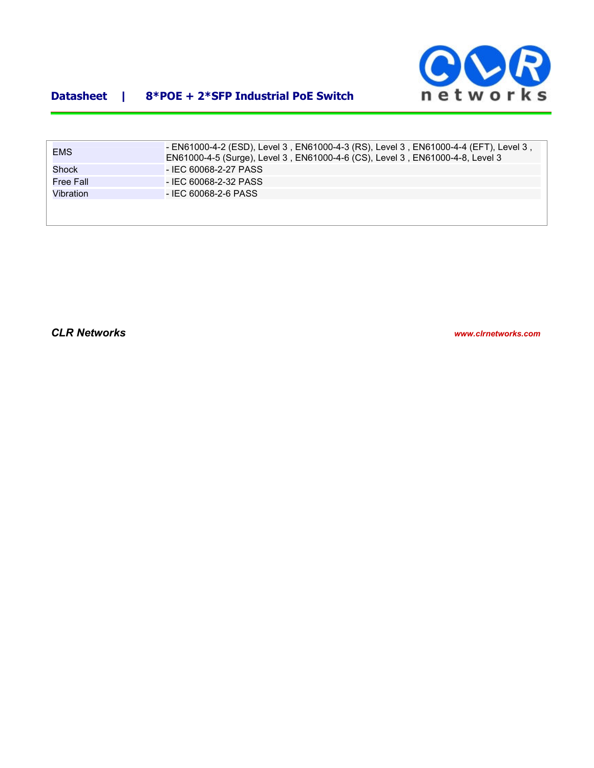| | |
|---|---|
| EMS | - EN61000-4-2 (ESD), Level 3 , EN61000-4-3 (RS), Level 3 , EN61000-4-4 (EFT), Level 3 , EN61000-4-5 (Surge), Level 3 , EN61000-4-6 (CS), Level 3 , EN61000-4-8, Level 3 |
| Shock | - IEC 60068-2-27 PASS |
| Free Fall | - IEC 60068-2-32 PASS |
| Vibration | - IEC 60068-2-6 PASS |